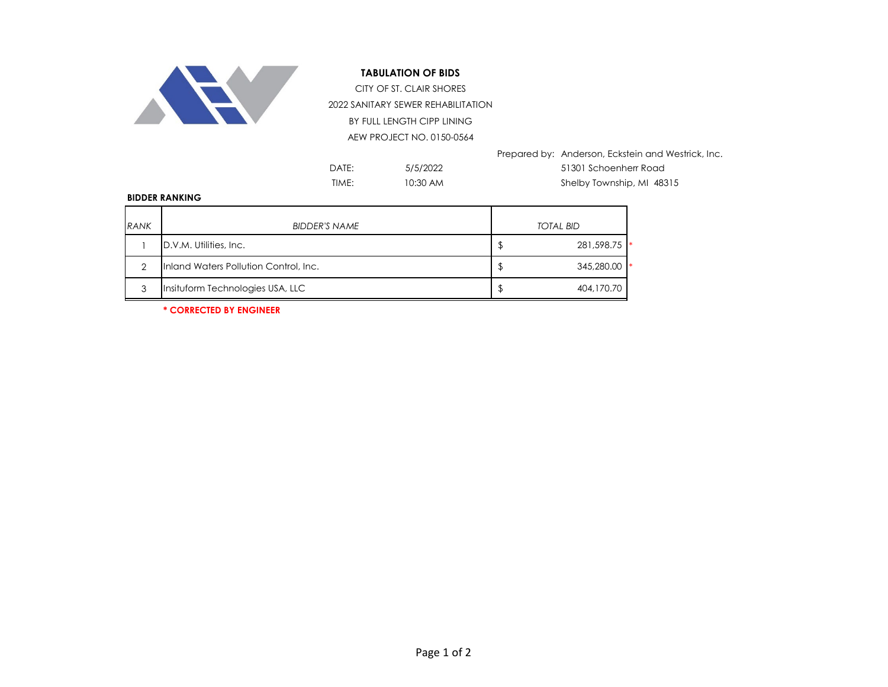# TABULATION OF BIDS

CITY OF ST. CLAIR SHORES

2022 SANITARY SEWER REHABILITATION

BY FULL LENGTH CIPP LINING

AEW PROJECT NO. 0150-0564

Prepared by: Anderson, Eckstein and Westrick, Inc.
51301 Schoenherr Road
Shelby Township, MI 48315

DATE: 5/5/2022

TIME: 10:30 AM

**BIDDER RANKING**

| *RANK* | *BIDDER'S NAME* | *TOTAL BID* |
|---|---|---|
| 1 | D.V.M. Utilities, Inc. | $ 281,598.75 * |
| 2 | Inland Waters Pollution Control, Inc. | $ 345,280.00 * |
| 3 | Insituform Technologies USA, LLC | $ 404,170.70 |

**\* CORRECTED BY ENGINEER**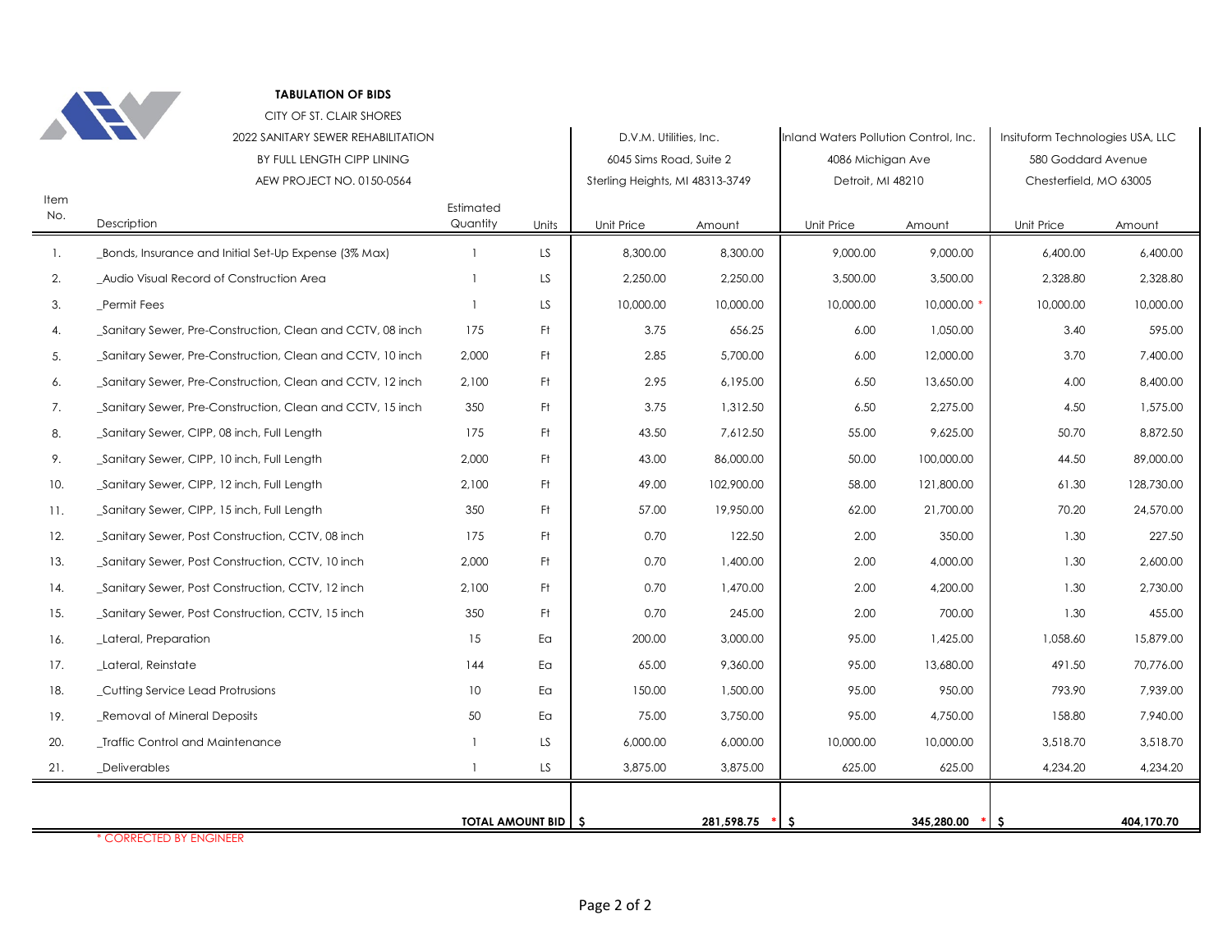**TABULATION OF BIDS**

CITY OF ST. CLAIR SHORES

2022 SANITARY SEWER REHABILITATION

BY FULL LENGTH CIPP LINING

AEW PROJECT NO. 0150-0564

| | | | | D.V.M. Utilities, Inc. 6045 Sims Road, Suite 2 Sterling Heights, MI 48313-3749 | | Inland Waters Pollution Control, Inc. 4086 Michigan Ave Detroit, MI 48210 | | Insituform Technologies USA, LLC 580 Goddard Avenue Chesterfield, MO 63005 | |
|---|---|---|---|---|---|---|---|---|---|
| Item No. | Description | Estimated Quantity | Units | Unit Price | Amount | Unit Price | Amount | Unit Price | Amount |
| 1. | _Bonds, Insurance and Initial Set-Up Expense (3% Max) | 1 | LS | 8,300.00 | 8,300.00 | 9,000.00 | 9,000.00 | 6,400.00 | 6,400.00 |
| 2. | _Audio Visual Record of Construction Area | 1 | LS | 2,250.00 | 2,250.00 | 3,500.00 | 3,500.00 | 2,328.80 | 2,328.80 |
| 3. | _Permit Fees | 1 | LS | 10,000.00 | 10,000.00 | 10,000.00 | 10,000.00 * | 10,000.00 | 10,000.00 |
| 4. | _Sanitary Sewer, Pre-Construction, Clean and CCTV, 08 inch | 175 | Ft | 3.75 | 656.25 | 6.00 | 1,050.00 | 3.40 | 595.00 |
| 5. | _Sanitary Sewer, Pre-Construction, Clean and CCTV, 10 inch | 2,000 | Ft | 2.85 | 5,700.00 | 6.00 | 12,000.00 | 3.70 | 7,400.00 |
| 6. | _Sanitary Sewer, Pre-Construction, Clean and CCTV, 12 inch | 2,100 | Ft | 2.95 | 6,195.00 | 6.50 | 13,650.00 | 4.00 | 8,400.00 |
| 7. | _Sanitary Sewer, Pre-Construction, Clean and CCTV, 15 inch | 350 | Ft | 3.75 | 1,312.50 | 6.50 | 2,275.00 | 4.50 | 1,575.00 |
| 8. | _Sanitary Sewer, CIPP, 08 inch, Full Length | 175 | Ft | 43.50 | 7,612.50 | 55.00 | 9,625.00 | 50.70 | 8,872.50 |
| 9. | _Sanitary Sewer, CIPP, 10 inch, Full Length | 2,000 | Ft | 43.00 | 86,000.00 | 50.00 | 100,000.00 | 44.50 | 89,000.00 |
| 10. | _Sanitary Sewer, CIPP, 12 inch, Full Length | 2,100 | Ft | 49.00 | 102,900.00 | 58.00 | 121,800.00 | 61.30 | 128,730.00 |
| 11. | _Sanitary Sewer, CIPP, 15 inch, Full Length | 350 | Ft | 57.00 | 19,950.00 | 62.00 | 21,700.00 | 70.20 | 24,570.00 |
| 12. | _Sanitary Sewer, Post Construction, CCTV, 08 inch | 175 | Ft | 0.70 | 122.50 | 2.00 | 350.00 | 1.30 | 227.50 |
| 13. | _Sanitary Sewer, Post Construction, CCTV, 10 inch | 2,000 | Ft | 0.70 | 1,400.00 | 2.00 | 4,000.00 | 1.30 | 2,600.00 |
| 14. | _Sanitary Sewer, Post Construction, CCTV, 12 inch | 2,100 | Ft | 0.70 | 1,470.00 | 2.00 | 4,200.00 | 1.30 | 2,730.00 |
| 15. | _Sanitary Sewer, Post Construction, CCTV, 15 inch | 350 | Ft | 0.70 | 245.00 | 2.00 | 700.00 | 1.30 | 455.00 |
| 16. | _Lateral, Preparation | 15 | Ea | 200.00 | 3,000.00 | 95.00 | 1,425.00 | 1,058.60 | 15,879.00 |
| 17. | _Lateral, Reinstate | 144 | Ea | 65.00 | 9,360.00 | 95.00 | 13,680.00 | 491.50 | 70,776.00 |
| 18. | _Cutting Service Lead Protrusions | 10 | Ea | 150.00 | 1,500.00 | 95.00 | 950.00 | 793.90 | 7,939.00 |
| 19. | _Removal of Mineral Deposits | 50 | Ea | 75.00 | 3,750.00 | 95.00 | 4,750.00 | 158.80 | 7,940.00 |
| 20. | _Traffic Control and Maintenance | 1 | LS | 6,000.00 | 6,000.00 | 10,000.00 | 10,000.00 | 3,518.70 | 3,518.70 |
| 21. | _Deliverables | 1 | LS | 3,875.00 | 3,875.00 | 625.00 | 625.00 | 4,234.20 | 4,234.20 |
| | | **TOTAL AMOUNT BID** | | **$** | **281,598.75** * | **$** | **345,280.00** * | **$** | **404,170.70** |

* CORRECTED BY ENGINEER